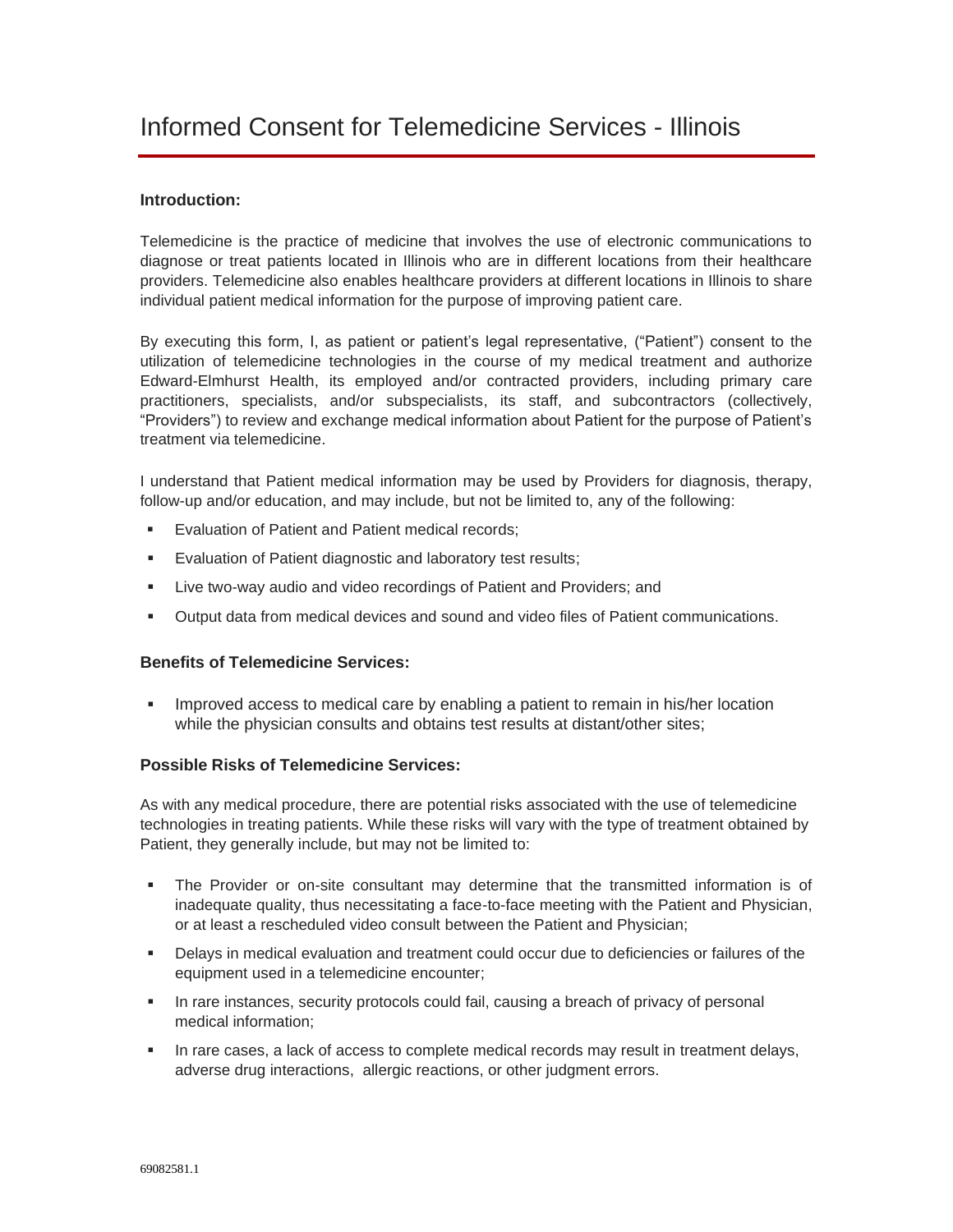# Informed Consent for Telemedicine Services - Illinois

**Introduction:**

Telemedicine is the practice of medicine that involves the use of electronic communications to diagnose or treat patients located in Illinois who are in different locations from their healthcare providers. Telemedicine also enables healthcare providers at different locations in Illinois to share individual patient medical information for the purpose of improving patient care.

By executing this form, I, as patient or patient's legal representative, ("Patient") consent to the utilization of telemedicine technologies in the course of my medical treatment and authorize Edward-Elmhurst Health, its employed and/or contracted providers, including primary care practitioners, specialists, and/or subspecialists, its staff, and subcontractors (collectively, "Providers") to review and exchange medical information about Patient for the purpose of Patient's treatment via telemedicine.

I understand that Patient medical information may be used by Providers for diagnosis, therapy, follow-up and/or education, and may include, but not be limited to, any of the following:

- Evaluation of Patient and Patient medical records;
- Evaluation of Patient diagnostic and laboratory test results;
- Live two-way audio and video recordings of Patient and Providers; and
- Output data from medical devices and sound and video files of Patient communications.

**Benefits of Telemedicine Services:**

- Improved access to medical care by enabling a patient to remain in his/her location while the physician consults and obtains test results at distant/other sites;

**Possible Risks of Telemedicine Services:**

As with any medical procedure, there are potential risks associated with the use of telemedicine technologies in treating patients. While these risks will vary with the type of treatment obtained by Patient, they generally include, but may not be limited to:

- The Provider or on-site consultant may determine that the transmitted information is of inadequate quality, thus necessitating a face-to-face meeting with the Patient and Physician, or at least a rescheduled video consult between the Patient and Physician;
- Delays in medical evaluation and treatment could occur due to deficiencies or failures of the equipment used in a telemedicine encounter;
- In rare instances, security protocols could fail, causing a breach of privacy of personal medical information;
- In rare cases, a lack of access to complete medical records may result in treatment delays, adverse drug interactions, allergic reactions, or other judgment errors.

69082581.1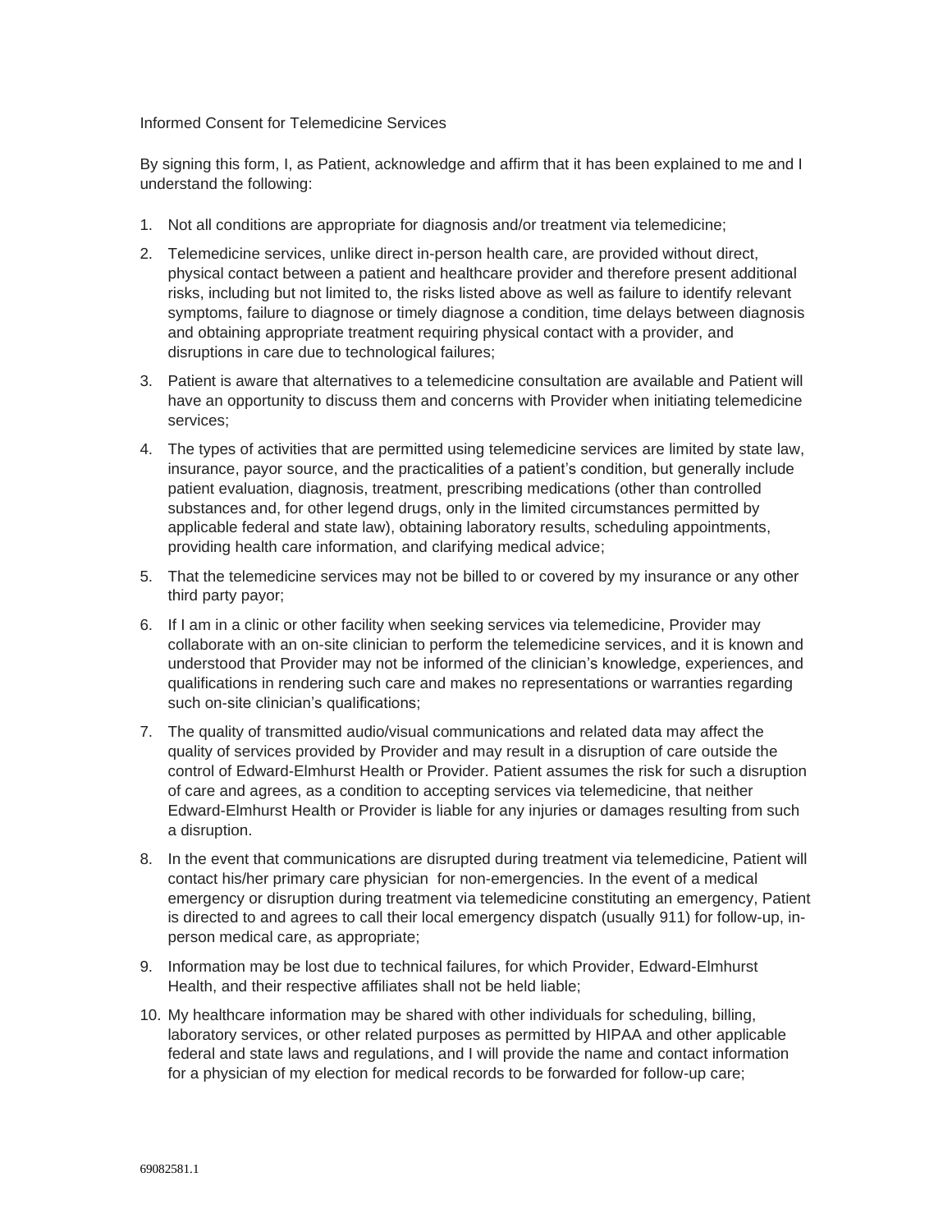Informed Consent for Telemedicine Services

By signing this form, I, as Patient, acknowledge and affirm that it has been explained to me and I understand the following:

1. Not all conditions are appropriate for diagnosis and/or treatment via telemedicine;
2. Telemedicine services, unlike direct in-person health care, are provided without direct, physical contact between a patient and healthcare provider and therefore present additional risks, including but not limited to, the risks listed above as well as failure to identify relevant symptoms, failure to diagnose or timely diagnose a condition, time delays between diagnosis and obtaining appropriate treatment requiring physical contact with a provider, and disruptions in care due to technological failures;
3. Patient is aware that alternatives to a telemedicine consultation are available and Patient will have an opportunity to discuss them and concerns with Provider when initiating telemedicine services;
4. The types of activities that are permitted using telemedicine services are limited by state law, insurance, payor source, and the practicalities of a patient's condition, but generally include patient evaluation, diagnosis, treatment, prescribing medications (other than controlled substances and, for other legend drugs, only in the limited circumstances permitted by applicable federal and state law), obtaining laboratory results, scheduling appointments, providing health care information, and clarifying medical advice;
5. That the telemedicine services may not be billed to or covered by my insurance or any other third party payor;
6. If I am in a clinic or other facility when seeking services via telemedicine, Provider may collaborate with an on-site clinician to perform the telemedicine services, and it is known and understood that Provider may not be informed of the clinician's knowledge, experiences, and qualifications in rendering such care and makes no representations or warranties regarding such on-site clinician's qualifications;
7. The quality of transmitted audio/visual communications and related data may affect the quality of services provided by Provider and may result in a disruption of care outside the control of Edward-Elmhurst Health or Provider. Patient assumes the risk for such a disruption of care and agrees, as a condition to accepting services via telemedicine, that neither Edward-Elmhurst Health or Provider is liable for any injuries or damages resulting from such a disruption.
8. In the event that communications are disrupted during treatment via telemedicine, Patient will contact his/her primary care physician for non-emergencies. In the event of a medical emergency or disruption during treatment via telemedicine constituting an emergency, Patient is directed to and agrees to call their local emergency dispatch (usually 911) for follow-up, in-person medical care, as appropriate;
9. Information may be lost due to technical failures, for which Provider, Edward-Elmhurst Health, and their respective affiliates shall not be held liable;
10. My healthcare information may be shared with other individuals for scheduling, billing, laboratory services, or other related purposes as permitted by HIPAA and other applicable federal and state laws and regulations, and I will provide the name and contact information for a physician of my election for medical records to be forwarded for follow-up care;

69082581.1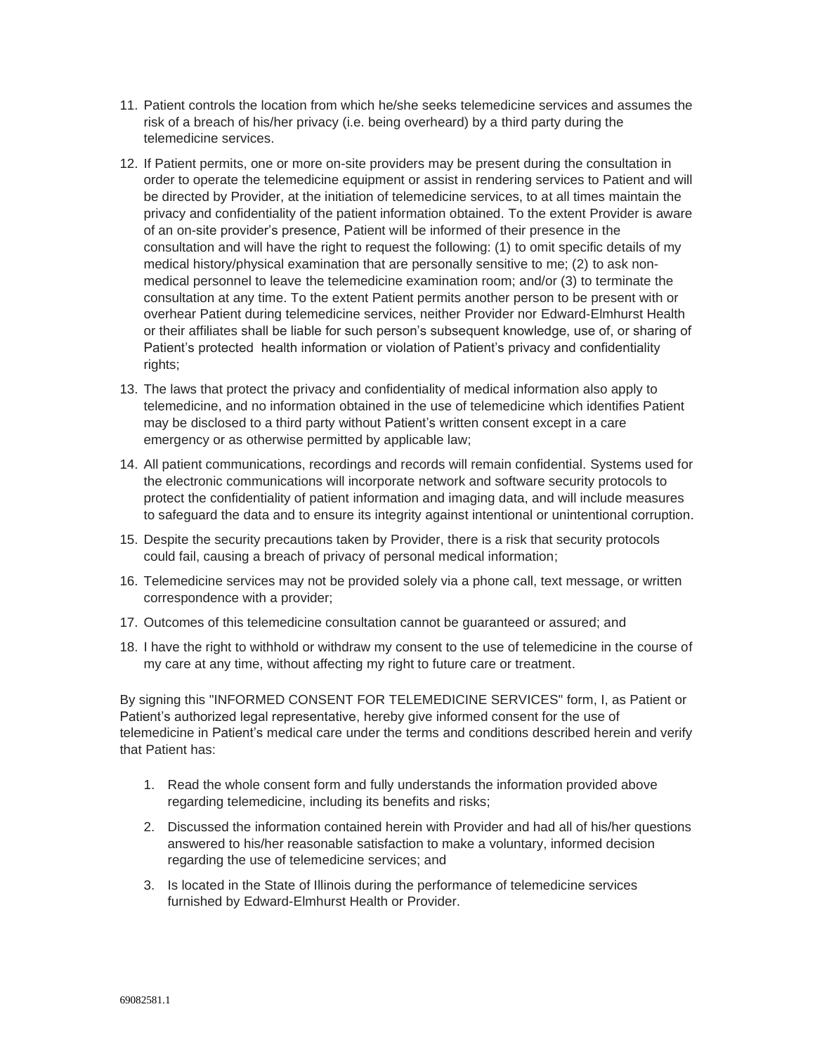11. Patient controls the location from which he/she seeks telemedicine services and assumes the risk of a breach of his/her privacy (i.e. being overheard) by a third party during the telemedicine services.

12. If Patient permits, one or more on-site providers may be present during the consultation in order to operate the telemedicine equipment or assist in rendering services to Patient and will be directed by Provider, at the initiation of telemedicine services, to at all times maintain the privacy and confidentiality of the patient information obtained. To the extent Provider is aware of an on-site provider's presence, Patient will be informed of their presence in the consultation and will have the right to request the following: (1) to omit specific details of my medical history/physical examination that are personally sensitive to me; (2) to ask non-medical personnel to leave the telemedicine examination room; and/or (3) to terminate the consultation at any time. To the extent Patient permits another person to be present with or overhear Patient during telemedicine services, neither Provider nor Edward-Elmhurst Health or their affiliates shall be liable for such person's subsequent knowledge, use of, or sharing of Patient's protected health information or violation of Patient's privacy and confidentiality rights;

13. The laws that protect the privacy and confidentiality of medical information also apply to telemedicine, and no information obtained in the use of telemedicine which identifies Patient may be disclosed to a third party without Patient's written consent except in a care emergency or as otherwise permitted by applicable law;

14. All patient communications, recordings and records will remain confidential. Systems used for the electronic communications will incorporate network and software security protocols to protect the confidentiality of patient information and imaging data, and will include measures to safeguard the data and to ensure its integrity against intentional or unintentional corruption.

15. Despite the security precautions taken by Provider, there is a risk that security protocols could fail, causing a breach of privacy of personal medical information;

16. Telemedicine services may not be provided solely via a phone call, text message, or written correspondence with a provider;

17. Outcomes of this telemedicine consultation cannot be guaranteed or assured; and

18. I have the right to withhold or withdraw my consent to the use of telemedicine in the course of my care at any time, without affecting my right to future care or treatment.

By signing this "INFORMED CONSENT FOR TELEMEDICINE SERVICES" form, I, as Patient or Patient's authorized legal representative, hereby give informed consent for the use of telemedicine in Patient's medical care under the terms and conditions described herein and verify that Patient has:

1. Read the whole consent form and fully understands the information provided above regarding telemedicine, including its benefits and risks;

2. Discussed the information contained herein with Provider and had all of his/her questions answered to his/her reasonable satisfaction to make a voluntary, informed decision regarding the use of telemedicine services; and

3. Is located in the State of Illinois during the performance of telemedicine services furnished by Edward-Elmhurst Health or Provider.

69082581.1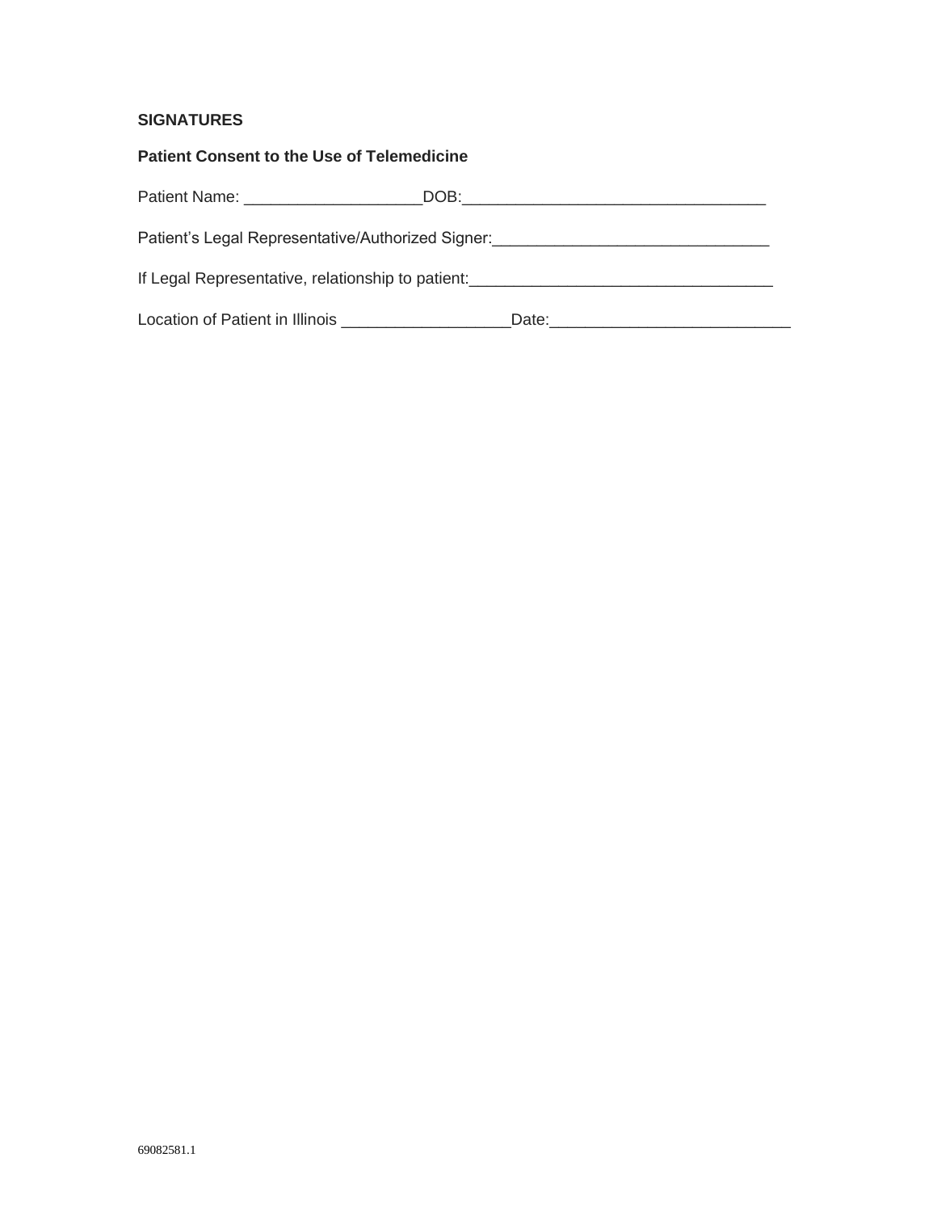**SIGNATURES**

**Patient Consent to the Use of Telemedicine**

Patient Name: ____________________DOB:__________________________________

Patient's Legal Representative/Authorized Signer:______________________________

If Legal Representative, relationship to patient:__________________________________

Location of Patient in Illinois ___________________Date:___________________________

69082581.1